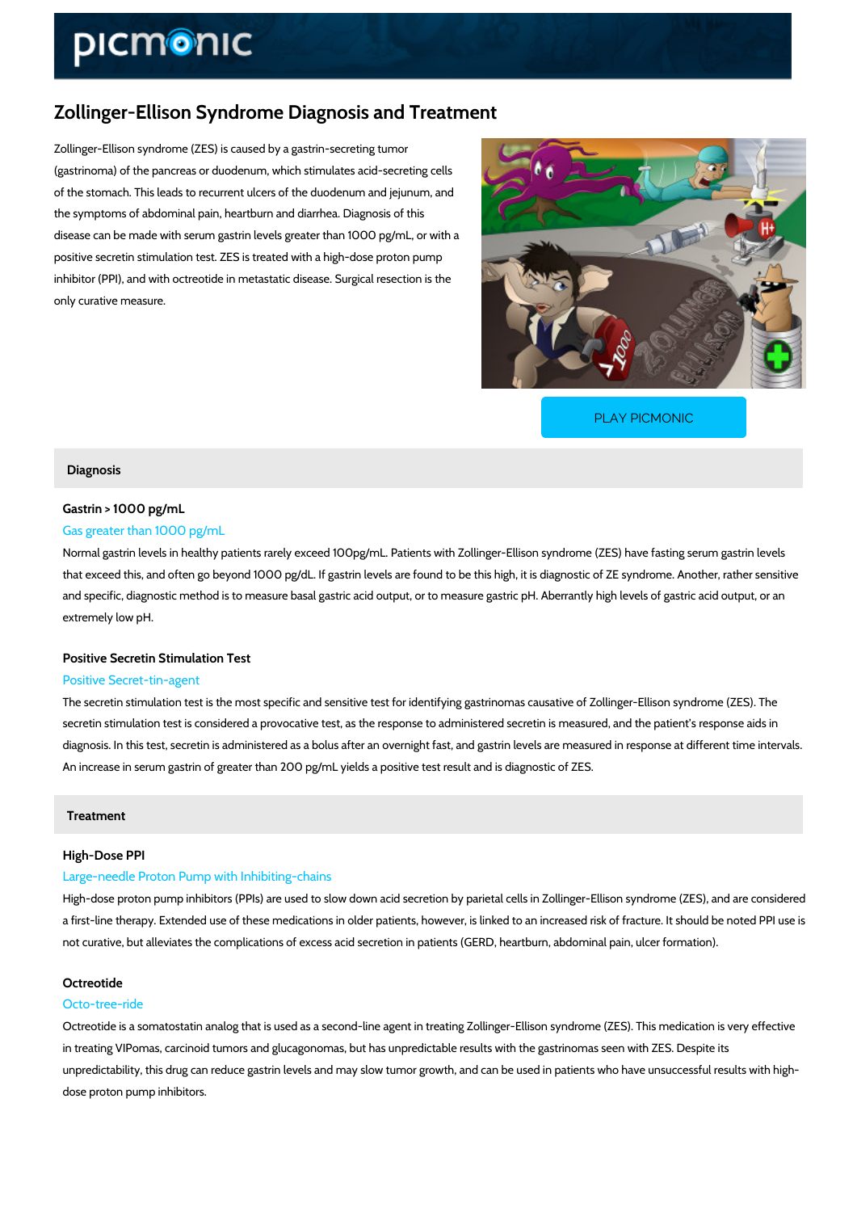# Zollinger-Ellison Syndrome Diagnosis and Treatment

Zollinger-Ellison syndrome (ZES) is caused by a gastrin-secreting tumor (gastrinoma) of the pancreas or duodenum, which stimulates acid-secreting cells of the stomach. This leads to recurrent ulcers of the duodenum and jejunum, and the symptoms of abdominal pain, heartburn and diarrhea. Diagnosis of this disease can be made with serum gastrin levels greater than 1000 pg/mL, or with a positive secretin stimulation test. ZES is treated with a high-dose proton pump inhibitor (PPI), and with octreotide in metastatic disease. Surgical resection is the only curative measure.

PLAY PICMONIC

## Diagnosis

### Gastrin > 1000 pg/mL

Gas greater than 1000 pg/mL

Normal gastrin levels in healthy patients rarely exceed 100pg/mL. Patients with Zollinger-Ellison syndrome (ZES) have fasting serum gastrin levels that exceed this, and often go beyond 1000 pg/dL. If gastrin levels are found to be this high, it is diagnostic of ZE syndrome. Another, rather sensitive and specific, diagnostic method is to measure basal gastric acid output, or to measure gastric pH. Aberrantly high levels of gastric acid output, or an extremely low pH.

### Positive Secretin Stimulation Test

Positive Secret-tin-agent

The secretin stimulation test is the most specific and sensitive test for identifying gastrinomas causative of Zollinger-Ellison syndrome (ZES). The secretin stimulation test is considered a provocative test, as the response to administered secretin is measured, and the patient's response aids in diagnosis. In this test, secretin is administered as a bolus after an overnight fast, and gastrin levels are measured in response at different time intervals. An increase in serum gastrin of greater than 200 pg/mL yields a positive test result and is diagnostic of ZES.

## Treatment

### High-Dose PPI

Large-needle Proton Pump with Inhibiting-chains

High-dose proton pump inhibitors (PPIs) are used to slow down acid secretion by parietal cells in Zollinger-Ellison syndrome (ZES), and are considered a first-line therapy. Extended use of these medications in older patients, however, is linked to an increased risk of fracture. It should be noted PPI use is not curative, but alleviates the complications of excess acid secretion in patients (GERD, heartburn, abdominal pain, ulcer formation).

### Octreotide

Octo-tree-ride

Octreotide is a somatostatin analog that is used as a second-line agent in treating Zollinger-Ellison syndrome (ZES). This medication is very effective in treating VIPomas, carcinoid tumors and glucagonomas, but has unpredictable results with the gastrinomas seen with ZES. Despite its unpredictability, this drug can reduce gastrin levels and may slow tumor growth, and can be used in patients who have unsuccessful results with high-dose proton pump inhibitors.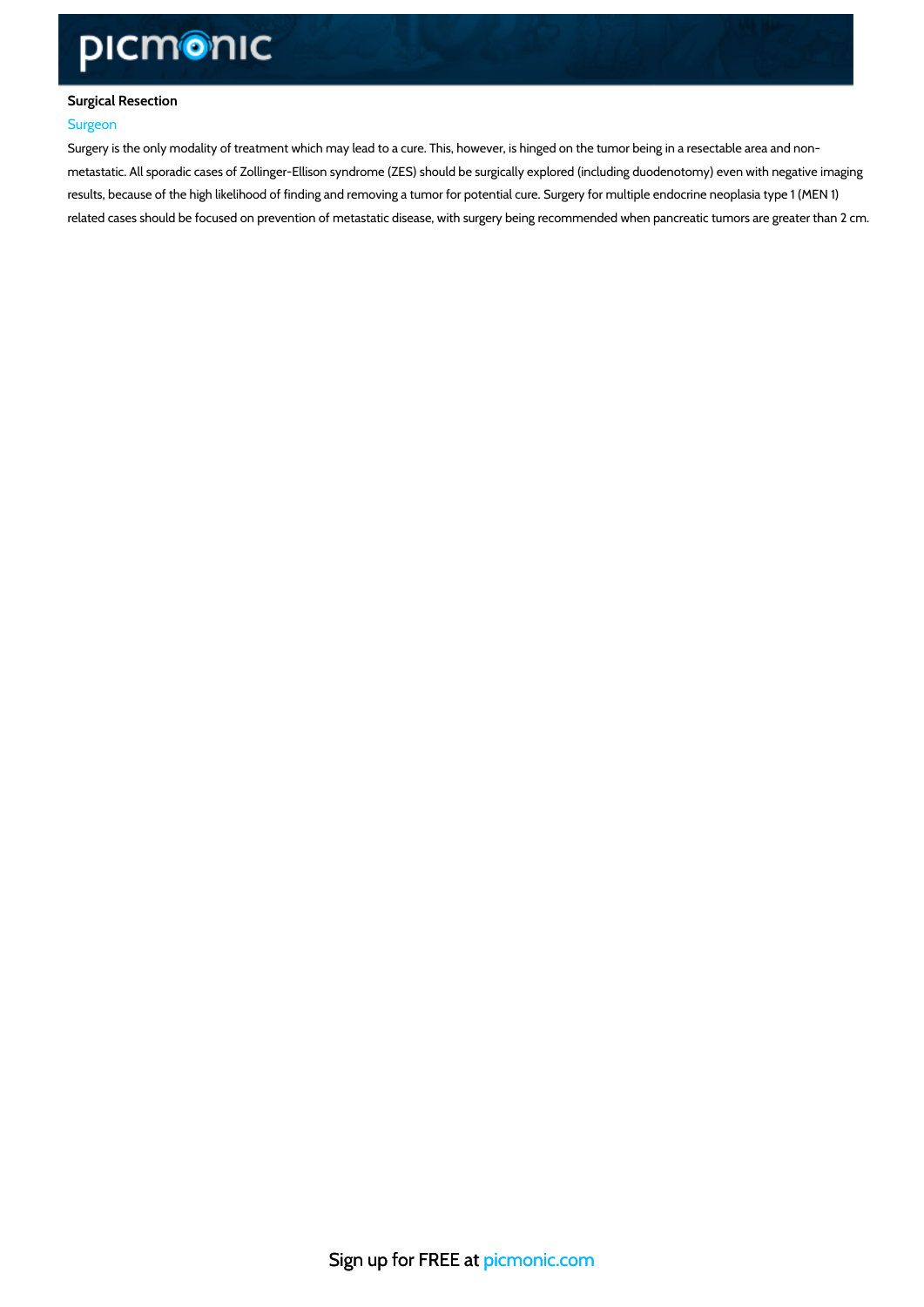**Surgical Resection**

Surgeon

Surgery is the only modality of treatment which may lead to a cure. This, however, is hinged on the tumor being in a resectable area and non-metastatic. All sporadic cases of Zollinger-Ellison syndrome (ZES) should be surgically explored (including duodenotomy) even with negative imaging results, because of the high likelihood of finding and removing a tumor for potential cure. Surgery for multiple endocrine neoplasia type 1 (MEN 1) related cases should be focused on prevention of metastatic disease, with surgery being recommended when pancreatic tumors are greater than 2 cm.